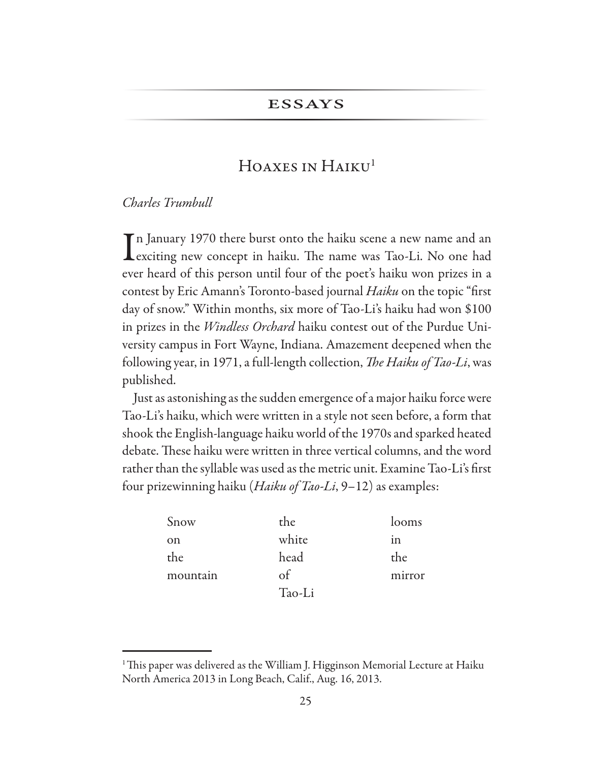## ESSAYS

# Hoaxes in Haiku[1]

*Charles Trumbull*

In January 1970 there burst onto the haiku scene a new name and an exciting new concept in haiku. The name was Tao-Li. No one had ever heard of this person until four of the poet's haiku won prizes in a contest by Eric Amann's Toronto-based journal *Haiku* on the topic "first day of snow." Within months, six more of Tao-Li's haiku had won $100 in prizes in the *Windless Orchard* haiku contest out of the Purdue University campus in Fort Wayne, Indiana. Amazement deepened when the following year, in 1971, a full-length collection, *The Haiku of Tao-Li*, was published.

Just as astonishing as the sudden emergence of a major haiku force were Tao-Li's haiku, which were written in a style not seen before, a form that shook the English-language haiku world of the 1970s and sparked heated debate. These haiku were written in three vertical columns, and the word rather than the syllable was used as the metric unit. Examine Tao-Li's first four prizewinning haiku (*Haiku of Tao-Li*, 9–12) as examples:

| | | |
|---|---|---|
| Snow | the | looms |
| on | white | in |
| the | head | the |
| mountain | of | mirror |
| | Tao-Li | |

[1] This paper was delivered as the William J. Higginson Memorial Lecture at Haiku North America 2013 in Long Beach, Calif., Aug. 16, 2013.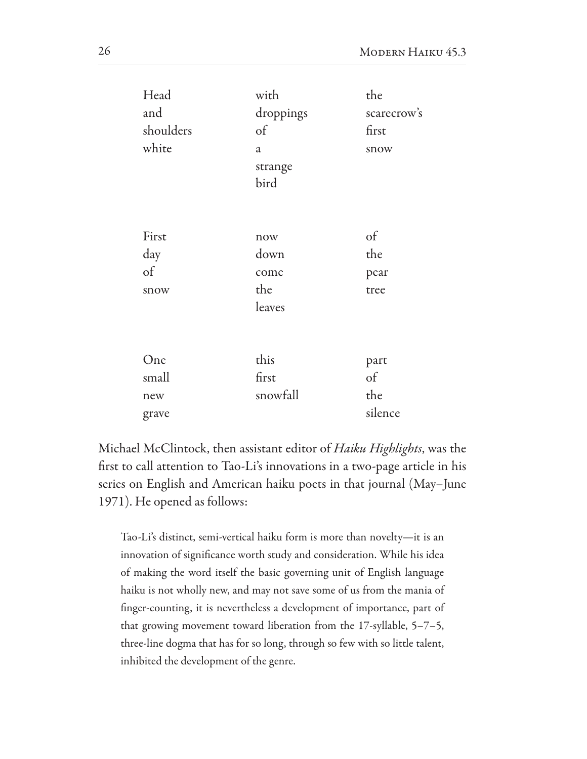| Head | with | the |
|---|---|---|
| and | droppings | scarecrow's |
| shoulders | of | first |
| white | a | snow |
| | strange | |
| | bird | |

| First | now | of |
|---|---|---|
| day | down | the |
| of | come | pear |
| snow | the | tree |
| | leaves | |

| One | this | part |
|---|---|---|
| small | first | of |
| new | snowfall | the |
| grave | | silence |

Michael McClintock, then assistant editor of *Haiku Highlights*, was the first to call attention to Tao-Li's innovations in a two-page article in his series on English and American haiku poets in that journal (May–June 1971). He opened as follows:

> Tao-Li's distinct, semi-vertical haiku form is more than novelty—it is an innovation of significance worth study and consideration. While his idea of making the word itself the basic governing unit of English language haiku is not wholly new, and may not save some of us from the mania of finger-counting, it is nevertheless a development of importance, part of that growing movement toward liberation from the 17-syllable, 5–7–5, three-line dogma that has for so long, through so few with so little talent, inhibited the development of the genre.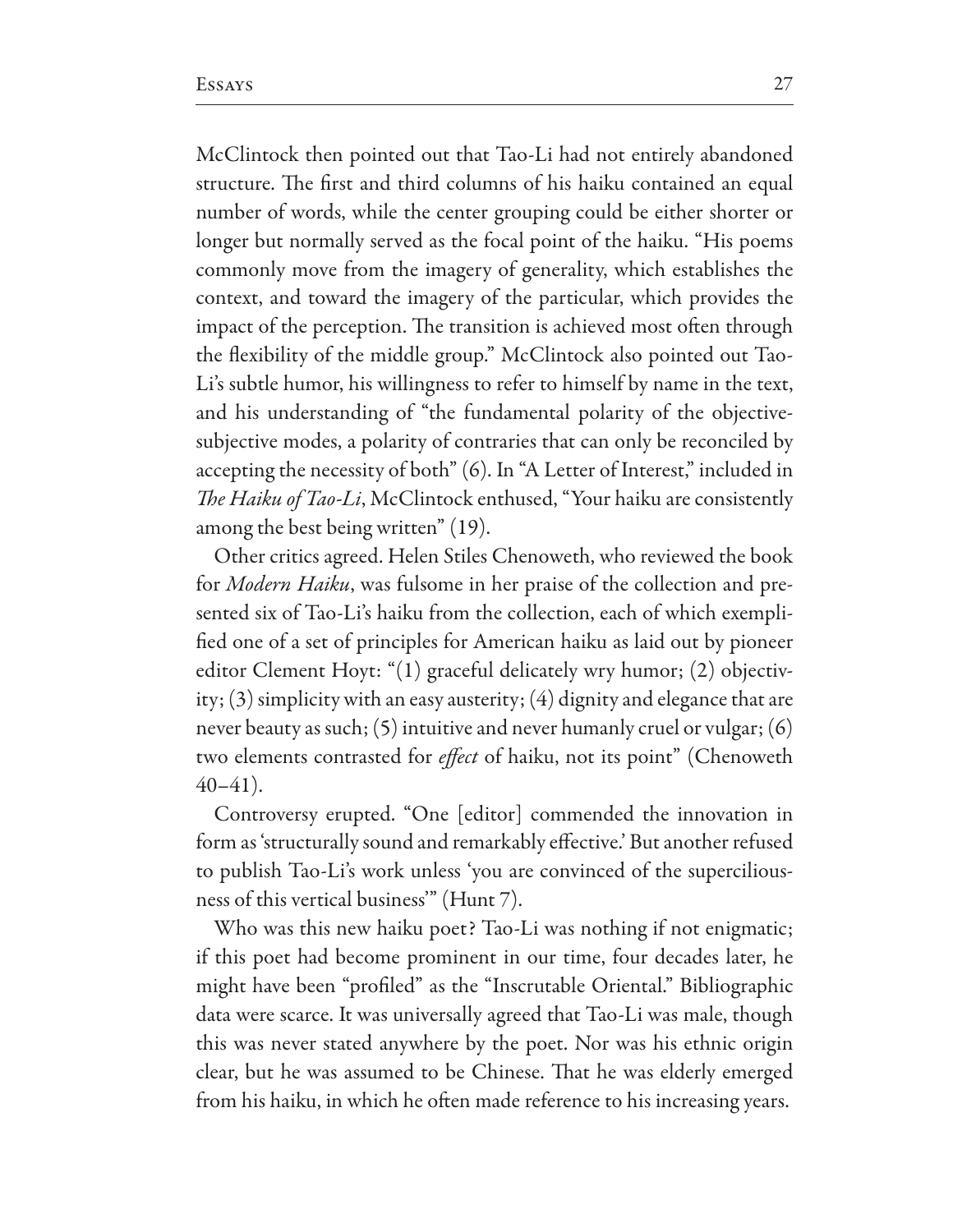McClintock then pointed out that Tao-Li had not entirely abandoned structure. The first and third columns of his haiku contained an equal number of words, while the center grouping could be either shorter or longer but normally served as the focal point of the haiku. "His poems commonly move from the imagery of generality, which establishes the context, and toward the imagery of the particular, which provides the impact of the perception. The transition is achieved most often through the flexibility of the middle group." McClintock also pointed out Tao-Li's subtle humor, his willingness to refer to himself by name in the text, and his understanding of "the fundamental polarity of the objective-subjective modes, a polarity of contraries that can only be reconciled by accepting the necessity of both" (6). In "A Letter of Interest," included in *The Haiku of Tao-Li*, McClintock enthused, "Your haiku are consistently among the best being written" (19).

Other critics agreed. Helen Stiles Chenoweth, who reviewed the book for *Modern Haiku*, was fulsome in her praise of the collection and presented six of Tao-Li's haiku from the collection, each of which exemplified one of a set of principles for American haiku as laid out by pioneer editor Clement Hoyt: "(1) graceful delicately wry humor; (2) objectivity; (3) simplicity with an easy austerity; (4) dignity and elegance that are never beauty as such; (5) intuitive and never humanly cruel or vulgar; (6) two elements contrasted for *effect* of haiku, not its point" (Chenoweth 40–41).

Controversy erupted. "One [editor] commended the innovation in form as 'structurally sound and remarkably effective.' But another refused to publish Tao-Li's work unless 'you are convinced of the superciliousness of this vertical business'" (Hunt 7).

Who was this new haiku poet? Tao-Li was nothing if not enigmatic; if this poet had become prominent in our time, four decades later, he might have been "profiled" as the "Inscrutable Oriental." Bibliographic data were scarce. It was universally agreed that Tao-Li was male, though this was never stated anywhere by the poet. Nor was his ethnic origin clear, but he was assumed to be Chinese. That he was elderly emerged from his haiku, in which he often made reference to his increasing years.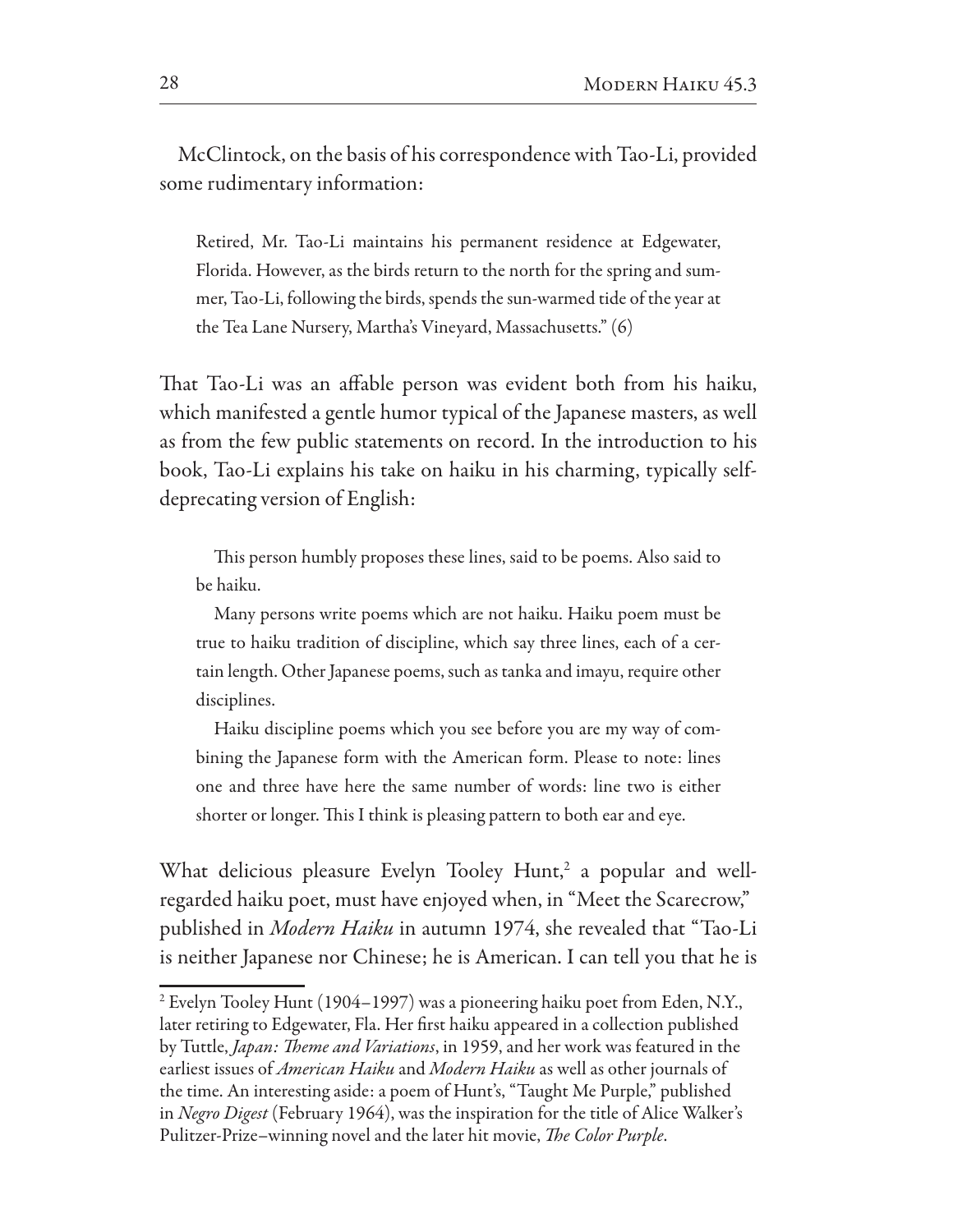McClintock, on the basis of his correspondence with Tao-Li, provided some rudimentary information:

> Retired, Mr. Tao-Li maintains his permanent residence at Edgewater, Florida. However, as the birds return to the north for the spring and summer, Tao-Li, following the birds, spends the sun-warmed tide of the year at the Tea Lane Nursery, Martha's Vineyard, Massachusetts." (6)

That Tao-Li was an affable person was evident both from his haiku, which manifested a gentle humor typical of the Japanese masters, as well as from the few public statements on record. In the introduction to his book, Tao-Li explains his take on haiku in his charming, typically self-deprecating version of English:

> This person humbly proposes these lines, said to be poems. Also said to be haiku.
>
> Many persons write poems which are not haiku. Haiku poem must be true to haiku tradition of discipline, which say three lines, each of a certain length. Other Japanese poems, such as tanka and imayu, require other disciplines.
>
> Haiku discipline poems which you see before you are my way of combining the Japanese form with the American form. Please to note: lines one and three have here the same number of words: line two is either shorter or longer. This I think is pleasing pattern to both ear and eye.

What delicious pleasure Evelyn Tooley Hunt,[2] a popular and well-regarded haiku poet, must have enjoyed when, in "Meet the Scarecrow," published in *Modern Haiku* in autumn 1974, she revealed that "Tao-Li is neither Japanese nor Chinese; he is American. I can tell you that he is

---

[2] Evelyn Tooley Hunt (1904–1997) was a pioneering haiku poet from Eden, N.Y., later retiring to Edgewater, Fla. Her first haiku appeared in a collection published by Tuttle, *Japan: Theme and Variations*, in 1959, and her work was featured in the earliest issues of *American Haiku* and *Modern Haiku* as well as other journals of the time. An interesting aside: a poem of Hunt's, "Taught Me Purple," published in *Negro Digest* (February 1964), was the inspiration for the title of Alice Walker's Pulitzer-Prize–winning novel and the later hit movie, *The Color Purple*.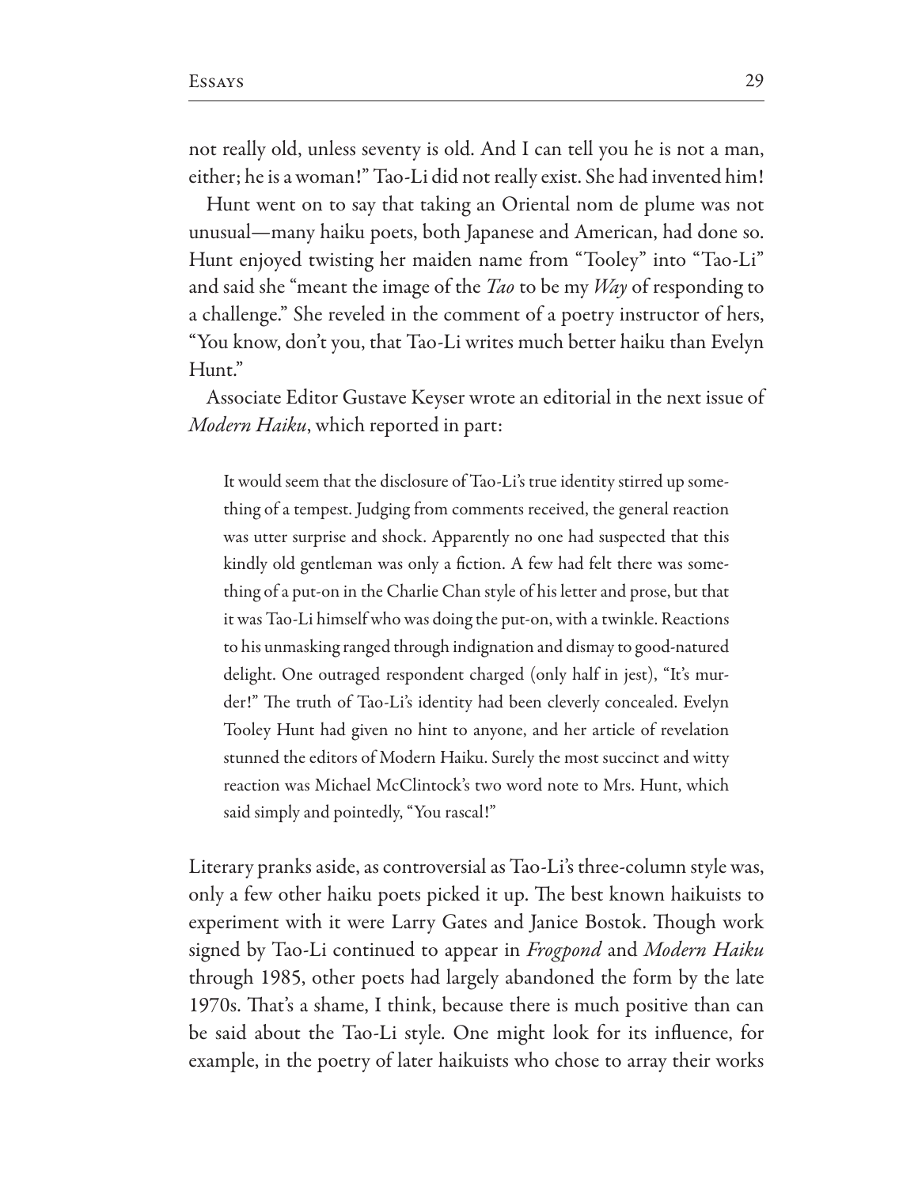not really old, unless seventy is old. And I can tell you he is not a man, either; he is a woman!" Tao-Li did not really exist. She had invented him!

Hunt went on to say that taking an Oriental nom de plume was not unusual—many haiku poets, both Japanese and American, had done so. Hunt enjoyed twisting her maiden name from "Tooley" into "Tao-Li" and said she "meant the image of the *Tao* to be my *Way* of responding to a challenge." She reveled in the comment of a poetry instructor of hers, "You know, don't you, that Tao-Li writes much better haiku than Evelyn Hunt."

Associate Editor Gustave Keyser wrote an editorial in the next issue of *Modern Haiku*, which reported in part:

> It would seem that the disclosure of Tao-Li's true identity stirred up something of a tempest. Judging from comments received, the general reaction was utter surprise and shock. Apparently no one had suspected that this kindly old gentleman was only a fiction. A few had felt there was something of a put-on in the Charlie Chan style of his letter and prose, but that it was Tao-Li himself who was doing the put-on, with a twinkle. Reactions to his unmasking ranged through indignation and dismay to good-natured delight. One outraged respondent charged (only half in jest), "It's murder!" The truth of Tao-Li's identity had been cleverly concealed. Evelyn Tooley Hunt had given no hint to anyone, and her article of revelation stunned the editors of Modern Haiku. Surely the most succinct and witty reaction was Michael McClintock's two word note to Mrs. Hunt, which said simply and pointedly, "You rascal!"

Literary pranks aside, as controversial as Tao-Li's three-column style was, only a few other haiku poets picked it up. The best known haikuists to experiment with it were Larry Gates and Janice Bostok. Though work signed by Tao-Li continued to appear in *Frogpond* and *Modern Haiku* through 1985, other poets had largely abandoned the form by the late 1970s. That's a shame, I think, because there is much positive than can be said about the Tao-Li style. One might look for its influence, for example, in the poetry of later haikuists who chose to array their works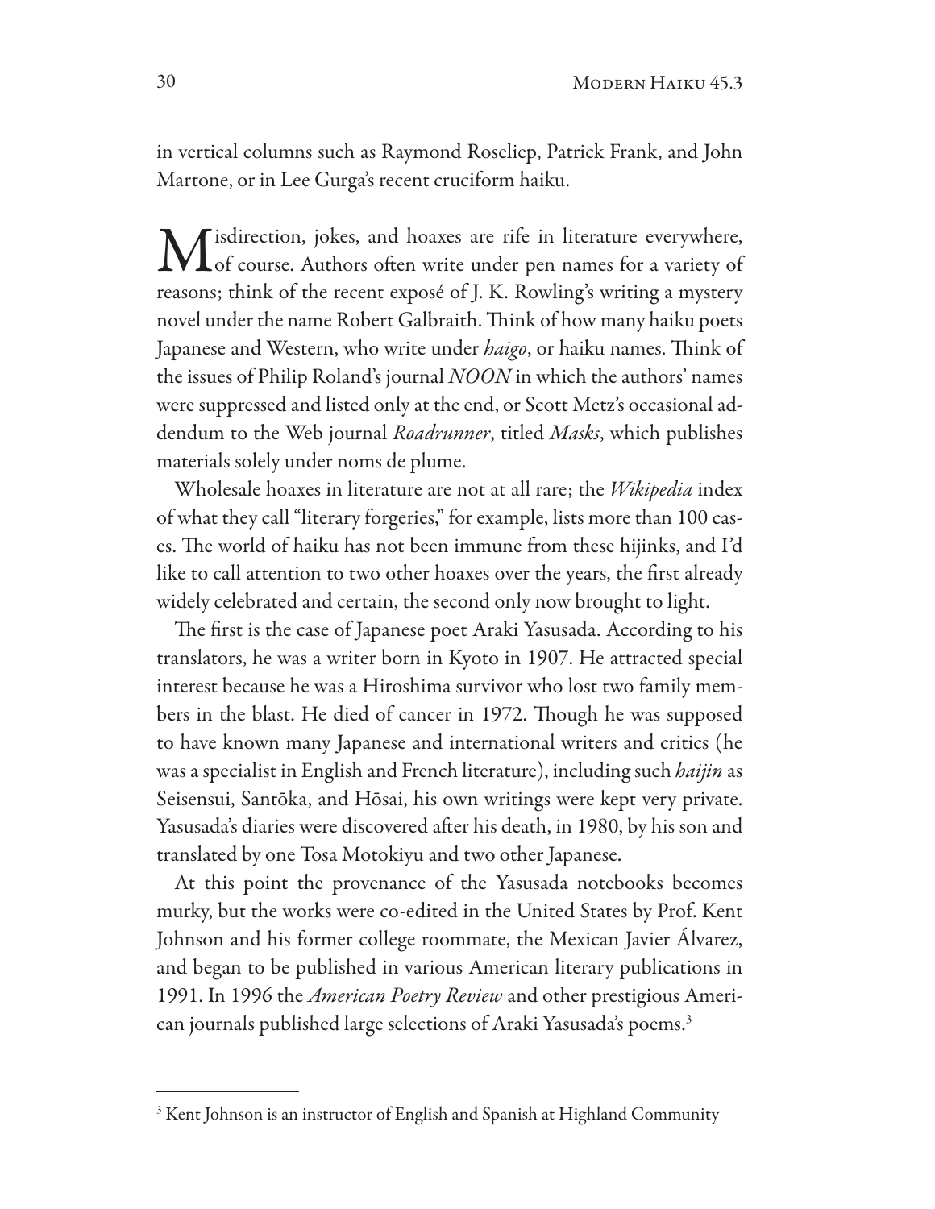in vertical columns such as Raymond Roseliep, Patrick Frank, and John Martone, or in Lee Gurga's recent cruciform haiku.

Misdirection, jokes, and hoaxes are rife in literature everywhere, of course. Authors often write under pen names for a variety of reasons; think of the recent exposé of J. K. Rowling's writing a mystery novel under the name Robert Galbraith. Think of how many haiku poets Japanese and Western, who write under *haigo*, or haiku names. Think of the issues of Philip Roland's journal *NOON* in which the authors' names were suppressed and listed only at the end, or Scott Metz's occasional addendum to the Web journal *Roadrunner*, titled *Masks*, which publishes materials solely under noms de plume.

Wholesale hoaxes in literature are not at all rare; the *Wikipedia* index of what they call "literary forgeries," for example, lists more than 100 cases. The world of haiku has not been immune from these hijinks, and I'd like to call attention to two other hoaxes over the years, the first already widely celebrated and certain, the second only now brought to light.

The first is the case of Japanese poet Araki Yasusada. According to his translators, he was a writer born in Kyoto in 1907. He attracted special interest because he was a Hiroshima survivor who lost two family members in the blast. He died of cancer in 1972. Though he was supposed to have known many Japanese and international writers and critics (he was a specialist in English and French literature), including such *haijin* as Seisensui, Santōka, and Hōsai, his own writings were kept very private. Yasusada's diaries were discovered after his death, in 1980, by his son and translated by one Tosa Motokiyu and two other Japanese.

At this point the provenance of the Yasusada notebooks becomes murky, but the works were co-edited in the United States by Prof. Kent Johnson and his former college roommate, the Mexican Javier Álvarez, and began to be published in various American literary publications in 1991. In 1996 the *American Poetry Review* and other prestigious American journals published large selections of Araki Yasusada's poems.[3]

---

[3] Kent Johnson is an instructor of English and Spanish at Highland Community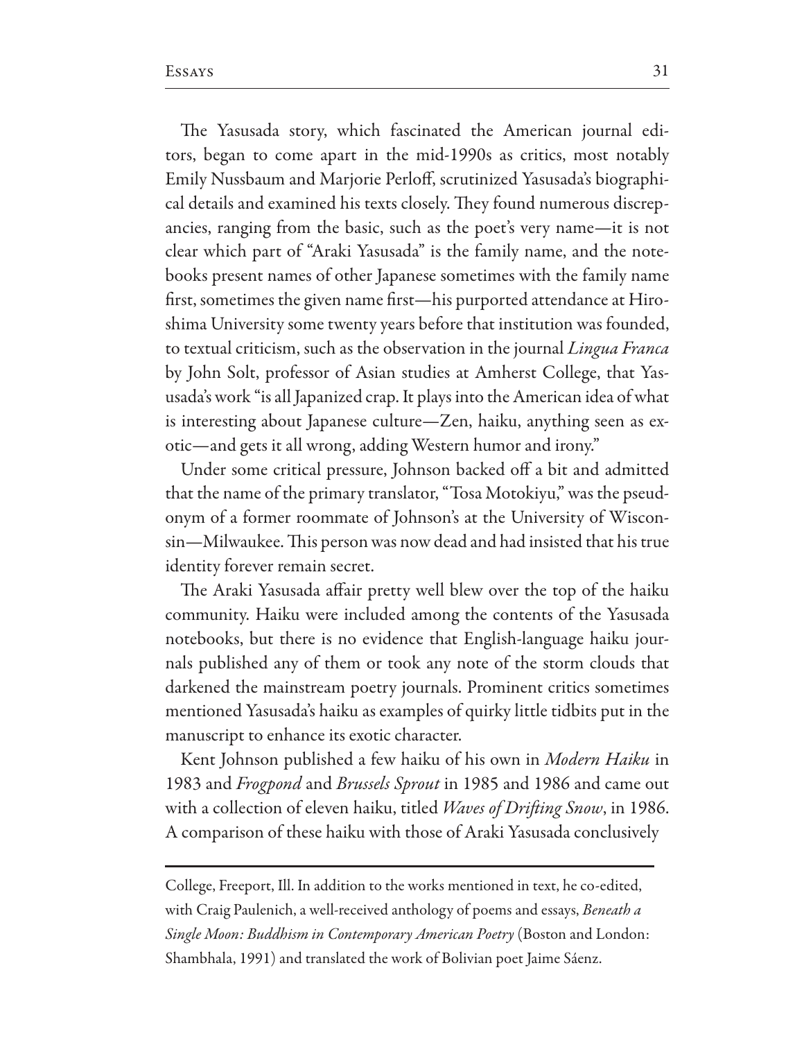The Yasusada story, which fascinated the American journal editors, began to come apart in the mid-1990s as critics, most notably Emily Nussbaum and Marjorie Perloff, scrutinized Yasusada's biographical details and examined his texts closely. They found numerous discrepancies, ranging from the basic, such as the poet's very name—it is not clear which part of "Araki Yasusada" is the family name, and the notebooks present names of other Japanese sometimes with the family name first, sometimes the given name first—his purported attendance at Hiroshima University some twenty years before that institution was founded, to textual criticism, such as the observation in the journal *Lingua Franca* by John Solt, professor of Asian studies at Amherst College, that Yasusada's work "is all Japanized crap. It plays into the American idea of what is interesting about Japanese culture—Zen, haiku, anything seen as exotic—and gets it all wrong, adding Western humor and irony."

Under some critical pressure, Johnson backed off a bit and admitted that the name of the primary translator, "Tosa Motokiyu," was the pseudonym of a former roommate of Johnson's at the University of Wisconsin—Milwaukee. This person was now dead and had insisted that his true identity forever remain secret.

The Araki Yasusada affair pretty well blew over the top of the haiku community. Haiku were included among the contents of the Yasusada notebooks, but there is no evidence that English-language haiku journals published any of them or took any note of the storm clouds that darkened the mainstream poetry journals. Prominent critics sometimes mentioned Yasusada's haiku as examples of quirky little tidbits put in the manuscript to enhance its exotic character.

Kent Johnson published a few haiku of his own in *Modern Haiku* in 1983 and *Frogpond* and *Brussels Sprout* in 1985 and 1986 and came out with a collection of eleven haiku, titled *Waves of Drifting Snow*, in 1986. A comparison of these haiku with those of Araki Yasusada conclusively

---

College, Freeport, Ill. In addition to the works mentioned in text, he co-edited, with Craig Paulenich, a well-received anthology of poems and essays, *Beneath a Single Moon: Buddhism in Contemporary American Poetry* (Boston and London: Shambhala, 1991) and translated the work of Bolivian poet Jaime Sáenz.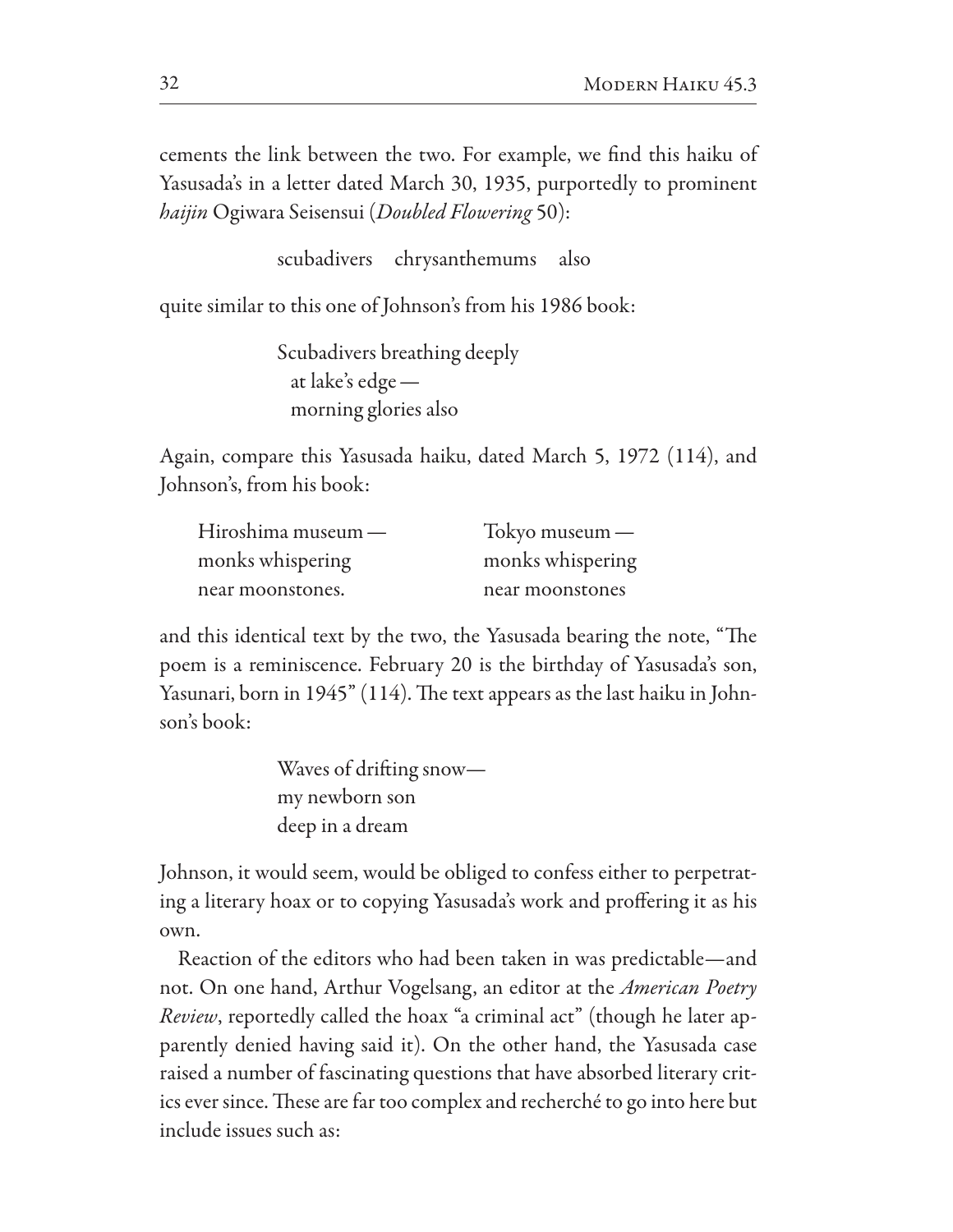cements the link between the two. For example, we find this haiku of Yasusada's in a letter dated March 30, 1935, purportedly to prominent *haijin* Ogiwara Seisensui (*Doubled Flowering* 50):

> scubadivers chrysanthemums also

quite similar to this one of Johnson's from his 1986 book:

> Scubadivers breathing deeply  
> at lake's edge —  
> morning glories also

Again, compare this Yasusada haiku, dated March 5, 1972 (114), and Johnson's, from his book:

| | |
|---|---|
| Hiroshima museum — | Tokyo museum — |
| monks whispering | monks whispering |
| near moonstones. | near moonstones |

and this identical text by the two, the Yasusada bearing the note, "The poem is a reminiscence. February 20 is the birthday of Yasusada's son, Yasunari, born in 1945" (114). The text appears as the last haiku in Johnson's book:

> Waves of drifting snow—  
> my newborn son  
> deep in a dream

Johnson, it would seem, would be obliged to confess either to perpetrating a literary hoax or to copying Yasusada's work and proffering it as his own.

Reaction of the editors who had been taken in was predictable—and not. On one hand, Arthur Vogelsang, an editor at the *American Poetry Review*, reportedly called the hoax "a criminal act" (though he later apparently denied having said it). On the other hand, the Yasusada case raised a number of fascinating questions that have absorbed literary critics ever since. These are far too complex and recherché to go into here but include issues such as: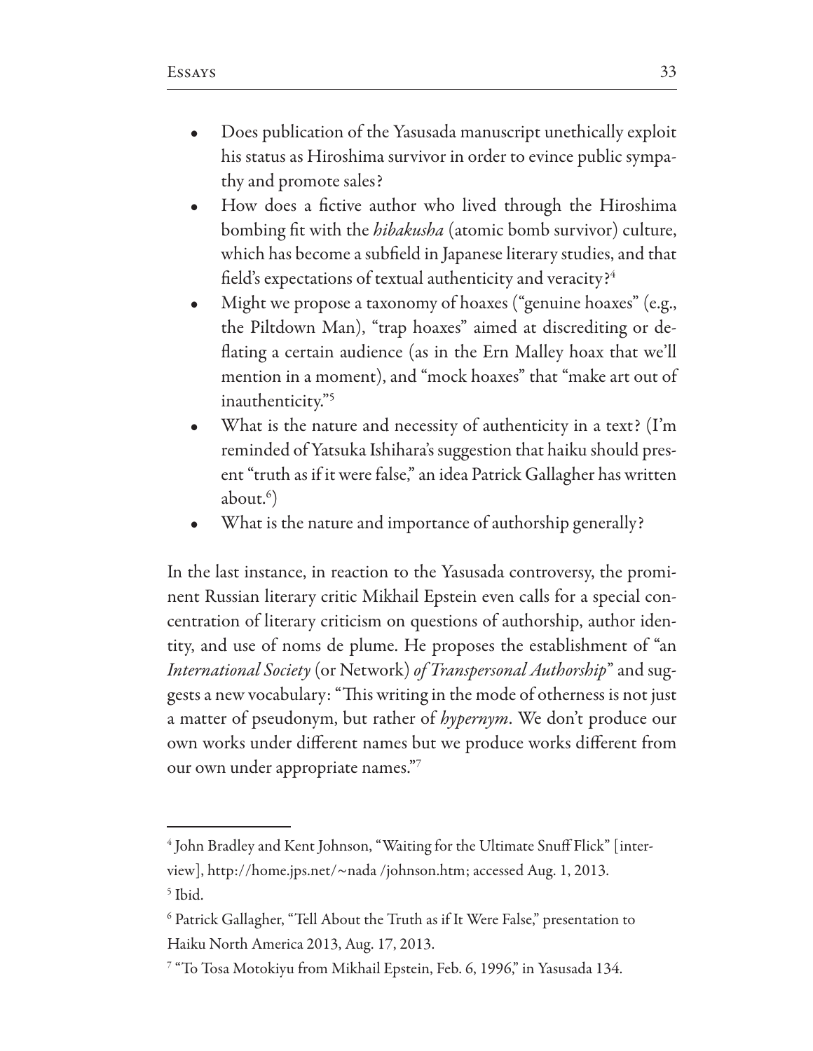- Does publication of the Yasusada manuscript unethically exploit his status as Hiroshima survivor in order to evince public sympathy and promote sales?
- How does a fictive author who lived through the Hiroshima bombing fit with the *hibakusha* (atomic bomb survivor) culture, which has become a subfield in Japanese literary studies, and that field's expectations of textual authenticity and veracity?[4]
- Might we propose a taxonomy of hoaxes ("genuine hoaxes" (e.g., the Piltdown Man), "trap hoaxes" aimed at discrediting or deflating a certain audience (as in the Ern Malley hoax that we'll mention in a moment), and "mock hoaxes" that "make art out of inauthenticity."[5]
- What is the nature and necessity of authenticity in a text? (I'm reminded of Yatsuka Ishihara's suggestion that haiku should present "truth as if it were false," an idea Patrick Gallagher has written about.[6])
- What is the nature and importance of authorship generally?

In the last instance, in reaction to the Yasusada controversy, the prominent Russian literary critic Mikhail Epstein even calls for a special concentration of literary criticism on questions of authorship, author identity, and use of noms de plume. He proposes the establishment of "an *International Society* (or Network) *of Transpersonal Authorship*" and suggests a new vocabulary: "This writing in the mode of otherness is not just a matter of pseudonym, but rather of *hypernym*. We don't produce our own works under different names but we produce works different from our own under appropriate names."[7]

---

[4] John Bradley and Kent Johnson, "Waiting for the Ultimate Snuff Flick" [interview], http://home.jps.net/~nada /johnson.htm; accessed Aug. 1, 2013.

[5] Ibid.

[6] Patrick Gallagher, "Tell About the Truth as if It Were False," presentation to Haiku North America 2013, Aug. 17, 2013.

[7] "To Tosa Motokiyu from Mikhail Epstein, Feb. 6, 1996," in Yasusada 134.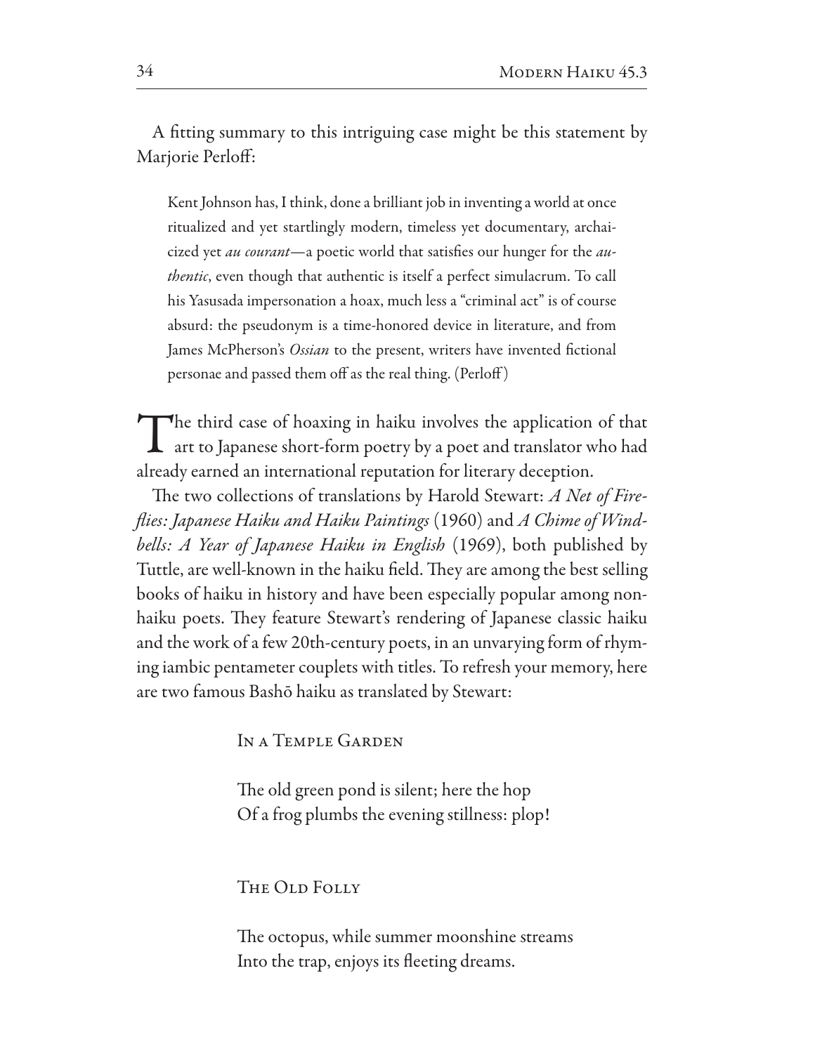A fitting summary to this intriguing case might be this statement by Marjorie Perloff:

> Kent Johnson has, I think, done a brilliant job in inventing a world at once ritualized and yet startlingly modern, timeless yet documentary, archaicized yet *au courant*—a poetic world that satisfies our hunger for the *authentic*, even though that authentic is itself a perfect simulacrum. To call his Yasusada impersonation a hoax, much less a "criminal act" is of course absurd: the pseudonym is a time-honored device in literature, and from James McPherson's *Ossian* to the present, writers have invented fictional personae and passed them off as the real thing. (Perloff)

The third case of hoaxing in haiku involves the application of that art to Japanese short-form poetry by a poet and translator who had already earned an international reputation for literary deception.

The two collections of translations by Harold Stewart: *A Net of Fireflies: Japanese Haiku and Haiku Paintings* (1960) and *A Chime of Windbells: A Year of Japanese Haiku in English* (1969), both published by Tuttle, are well-known in the haiku field. They are among the best selling books of haiku in history and have been especially popular among non-haiku poets. They feature Stewart's rendering of Japanese classic haiku and the work of a few 20th-century poets, in an unvarying form of rhyming iambic pentameter couplets with titles. To refresh your memory, here are two famous Bashō haiku as translated by Stewart:

In a Temple Garden

The old green pond is silent; here the hop
Of a frog plumbs the evening stillness: plop!

The Old Folly

The octopus, while summer moonshine streams
Into the trap, enjoys its fleeting dreams.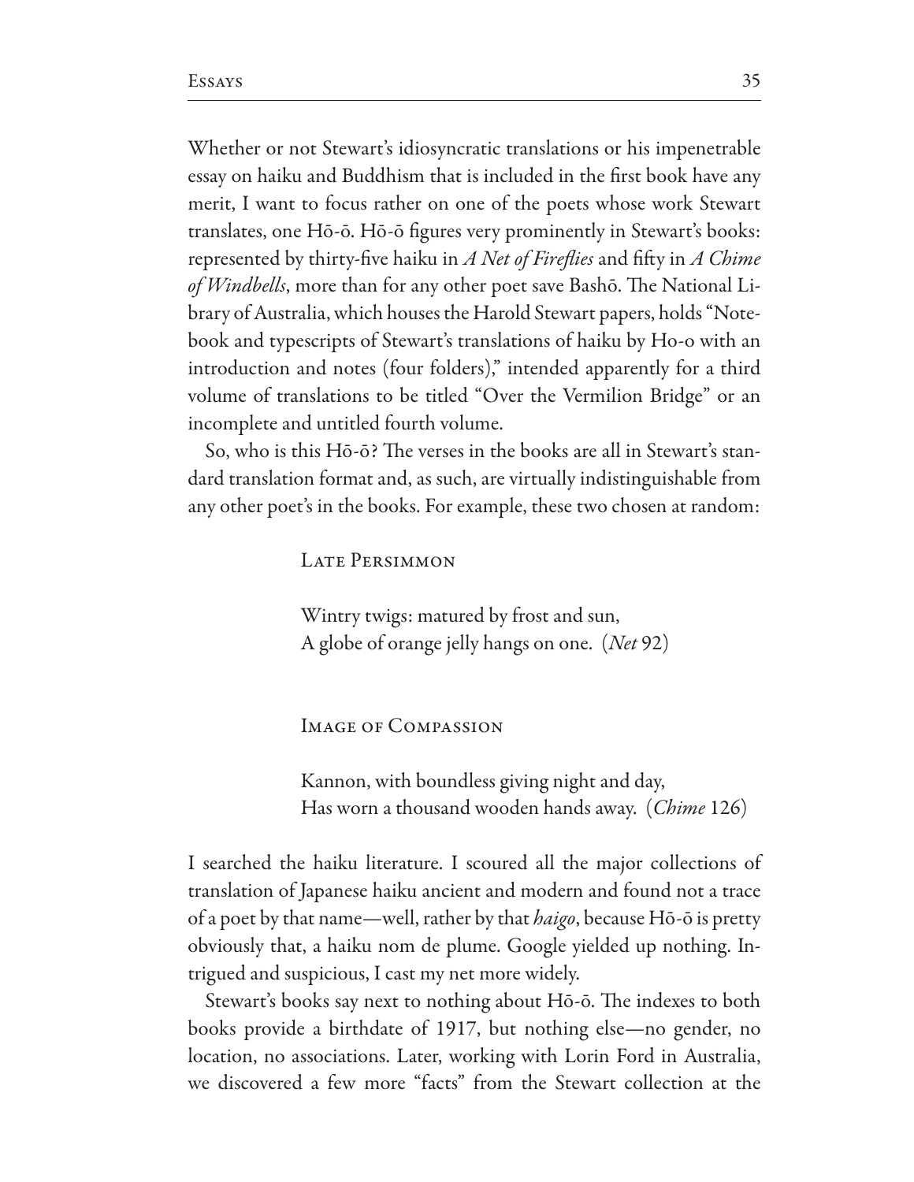Whether or not Stewart's idiosyncratic translations or his impenetrable essay on haiku and Buddhism that is included in the first book have any merit, I want to focus rather on one of the poets whose work Stewart translates, one Hō-ō. Hō-ō figures very prominently in Stewart's books: represented by thirty-five haiku in *A Net of Fireflies* and fifty in *A Chime of Windbells*, more than for any other poet save Bashō. The National Library of Australia, which houses the Harold Stewart papers, holds "Notebook and typescripts of Stewart's translations of haiku by Ho-o with an introduction and notes (four folders)," intended apparently for a third volume of translations to be titled "Over the Vermilion Bridge" or an incomplete and untitled fourth volume.

So, who is this Hō-ō? The verses in the books are all in Stewart's standard translation format and, as such, are virtually indistinguishable from any other poet's in the books. For example, these two chosen at random:

> Late Persimmon
>
> Wintry twigs: matured by frost and sun,
> A globe of orange jelly hangs on one. (*Net* 92)

> Image of Compassion
>
> Kannon, with boundless giving night and day,
> Has worn a thousand wooden hands away. (*Chime* 126)

I searched the haiku literature. I scoured all the major collections of translation of Japanese haiku ancient and modern and found not a trace of a poet by that name—well, rather by that *haigo*, because Hō-ō is pretty obviously that, a haiku nom de plume. Google yielded up nothing. Intrigued and suspicious, I cast my net more widely.

Stewart's books say next to nothing about Hō-ō. The indexes to both books provide a birthdate of 1917, but nothing else—no gender, no location, no associations. Later, working with Lorin Ford in Australia, we discovered a few more "facts" from the Stewart collection at the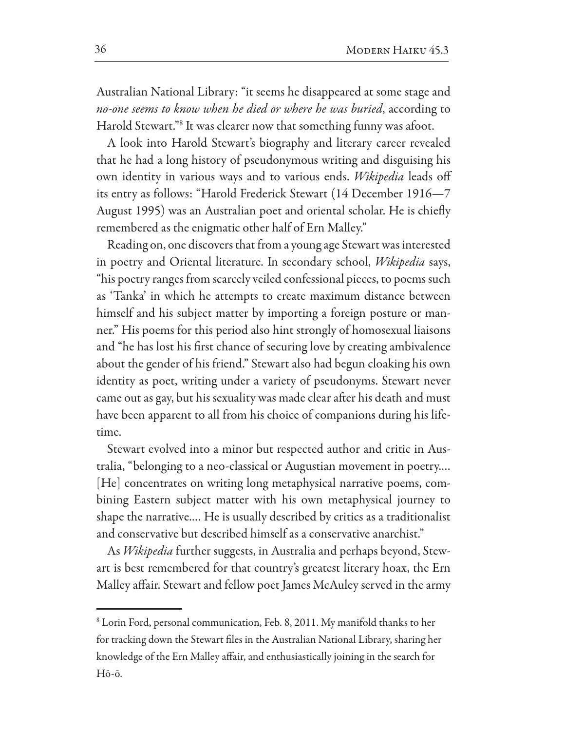Australian National Library: "it seems he disappeared at some stage and *no-one seems to know when he died or where he was buried*, according to Harold Stewart."[8] It was clearer now that something funny was afoot.

A look into Harold Stewart's biography and literary career revealed that he had a long history of pseudonymous writing and disguising his own identity in various ways and to various ends. *Wikipedia* leads off its entry as follows: "Harold Frederick Stewart (14 December 1916—7 August 1995) was an Australian poet and oriental scholar. He is chiefly remembered as the enigmatic other half of Ern Malley."

Reading on, one discovers that from a young age Stewart was interested in poetry and Oriental literature. In secondary school, *Wikipedia* says, "his poetry ranges from scarcely veiled confessional pieces, to poems such as 'Tanka' in which he attempts to create maximum distance between himself and his subject matter by importing a foreign posture or manner." His poems for this period also hint strongly of homosexual liaisons and "he has lost his first chance of securing love by creating ambivalence about the gender of his friend." Stewart also had begun cloaking his own identity as poet, writing under a variety of pseudonyms. Stewart never came out as gay, but his sexuality was made clear after his death and must have been apparent to all from his choice of companions during his lifetime.

Stewart evolved into a minor but respected author and critic in Australia, "belonging to a neo-classical or Augustian movement in poetry.... [He] concentrates on writing long metaphysical narrative poems, combining Eastern subject matter with his own metaphysical journey to shape the narrative.... He is usually described by critics as a traditionalist and conservative but described himself as a conservative anarchist."

As *Wikipedia* further suggests, in Australia and perhaps beyond, Stewart is best remembered for that country's greatest literary hoax, the Ern Malley affair. Stewart and fellow poet James McAuley served in the army

---

[8] Lorin Ford, personal communication, Feb. 8, 2011. My manifold thanks to her for tracking down the Stewart files in the Australian National Library, sharing her knowledge of the Ern Malley affair, and enthusiastically joining in the search for Hō-ō.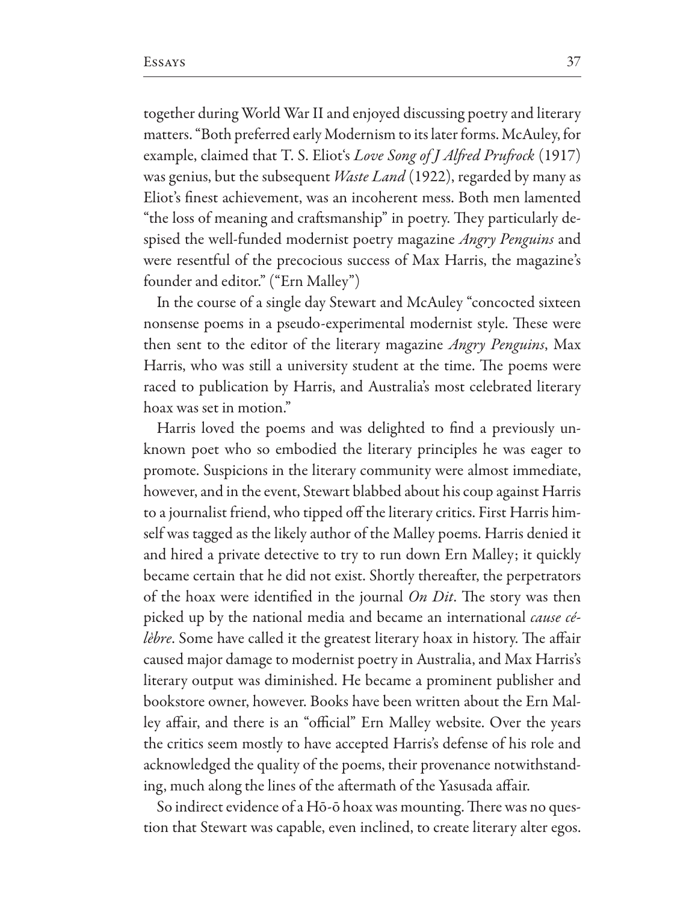together during World War II and enjoyed discussing poetry and literary matters. "Both preferred early Modernism to its later forms. McAuley, for example, claimed that T. S. Eliot's *Love Song of J Alfred Prufrock* (1917) was genius, but the subsequent *Waste Land* (1922), regarded by many as Eliot's finest achievement, was an incoherent mess. Both men lamented "the loss of meaning and craftsmanship" in poetry. They particularly despised the well-funded modernist poetry magazine *Angry Penguins* and were resentful of the precocious success of Max Harris, the magazine's founder and editor." ("Ern Malley")

In the course of a single day Stewart and McAuley "concocted sixteen nonsense poems in a pseudo-experimental modernist style. These were then sent to the editor of the literary magazine *Angry Penguins*, Max Harris, who was still a university student at the time. The poems were raced to publication by Harris, and Australia's most celebrated literary hoax was set in motion."

Harris loved the poems and was delighted to find a previously unknown poet who so embodied the literary principles he was eager to promote. Suspicions in the literary community were almost immediate, however, and in the event, Stewart blabbed about his coup against Harris to a journalist friend, who tipped off the literary critics. First Harris himself was tagged as the likely author of the Malley poems. Harris denied it and hired a private detective to try to run down Ern Malley; it quickly became certain that he did not exist. Shortly thereafter, the perpetrators of the hoax were identified in the journal *On Dit*. The story was then picked up by the national media and became an international *cause célèbre*. Some have called it the greatest literary hoax in history. The affair caused major damage to modernist poetry in Australia, and Max Harris's literary output was diminished. He became a prominent publisher and bookstore owner, however. Books have been written about the Ern Malley affair, and there is an "official" Ern Malley website. Over the years the critics seem mostly to have accepted Harris's defense of his role and acknowledged the quality of the poems, their provenance notwithstanding, much along the lines of the aftermath of the Yasusada affair.

So indirect evidence of a Hō-ō hoax was mounting. There was no question that Stewart was capable, even inclined, to create literary alter egos.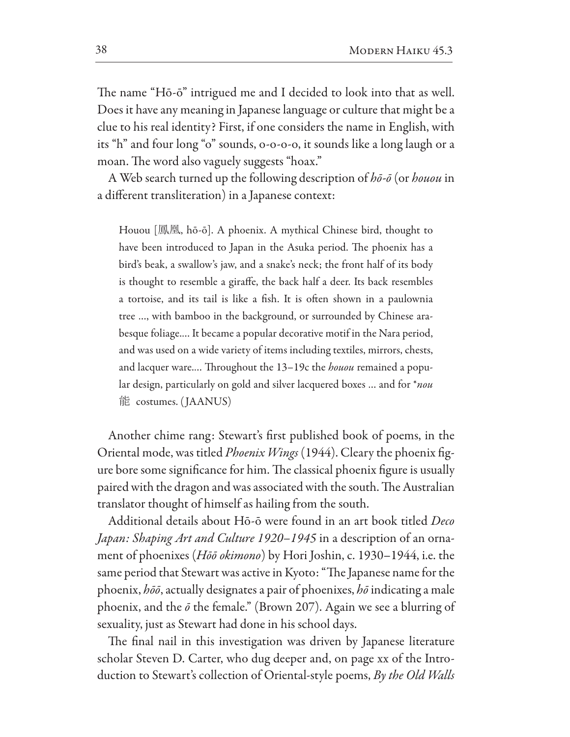The name "Hō-ō" intrigued me and I decided to look into that as well. Does it have any meaning in Japanese language or culture that might be a clue to his real identity? First, if one considers the name in English, with its "h" and four long "o" sounds, o-o-o-o, it sounds like a long laugh or a moan. The word also vaguely suggests "hoax."

A Web search turned up the following description of *hō-ō* (or *houou* in a different transliteration) in a Japanese context:

> Houou [鳳凰, hō-ō]. A phoenix. A mythical Chinese bird, thought to have been introduced to Japan in the Asuka period. The phoenix has a bird's beak, a swallow's jaw, and a snake's neck; the front half of its body is thought to resemble a giraffe, the back half a deer. Its back resembles a tortoise, and its tail is like a fish. It is often shown in a paulownia tree …, with bamboo in the background, or surrounded by Chinese arabesque foliage.… It became a popular decorative motif in the Nara period, and was used on a wide variety of items including textiles, mirrors, chests, and lacquer ware.… Throughout the 13–19c the *houou* remained a popular design, particularly on gold and silver lacquered boxes … and for **nou* 能 costumes. (JAANUS)

Another chime rang: Stewart's first published book of poems, in the Oriental mode, was titled *Phoenix Wings* (1944). Cleary the phoenix figure bore some significance for him. The classical phoenix figure is usually paired with the dragon and was associated with the south. The Australian translator thought of himself as hailing from the south.

Additional details about Hō-ō were found in an art book titled *Deco Japan: Shaping Art and Culture 1920–1945* in a description of an ornament of phoenixes (*Hōō okimono*) by Hori Joshin, c. 1930–1944, i.e. the same period that Stewart was active in Kyoto: "The Japanese name for the phoenix, *hōō*, actually designates a pair of phoenixes, *hō* indicating a male phoenix, and the *ō* the female." (Brown 207). Again we see a blurring of sexuality, just as Stewart had done in his school days.

The final nail in this investigation was driven by Japanese literature scholar Steven D. Carter, who dug deeper and, on page xx of the Introduction to Stewart's collection of Oriental-style poems, *By the Old Walls*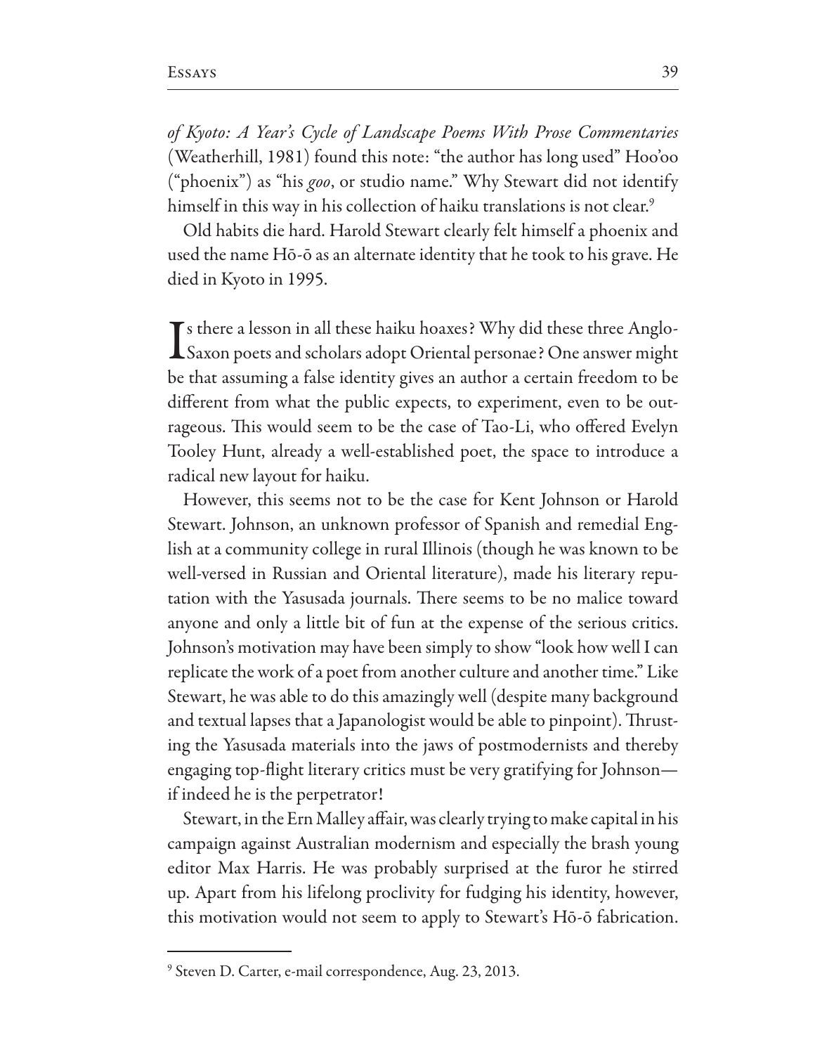*of Kyoto: A Year's Cycle of Landscape Poems With Prose Commentaries* (Weatherhill, 1981) found this note: "the author has long used" Hoo'oo ("phoenix") as "his *goo*, or studio name." Why Stewart did not identify himself in this way in his collection of haiku translations is not clear.[9]

Old habits die hard. Harold Stewart clearly felt himself a phoenix and used the name Hō-ō as an alternate identity that he took to his grave. He died in Kyoto in 1995.

Is there a lesson in all these haiku hoaxes? Why did these three Anglo-Saxon poets and scholars adopt Oriental personae? One answer might be that assuming a false identity gives an author a certain freedom to be different from what the public expects, to experiment, even to be outrageous. This would seem to be the case of Tao-Li, who offered Evelyn Tooley Hunt, already a well-established poet, the space to introduce a radical new layout for haiku.

However, this seems not to be the case for Kent Johnson or Harold Stewart. Johnson, an unknown professor of Spanish and remedial English at a community college in rural Illinois (though he was known to be well-versed in Russian and Oriental literature), made his literary reputation with the Yasusada journals. There seems to be no malice toward anyone and only a little bit of fun at the expense of the serious critics. Johnson's motivation may have been simply to show "look how well I can replicate the work of a poet from another culture and another time." Like Stewart, he was able to do this amazingly well (despite many background and textual lapses that a Japanologist would be able to pinpoint). Thrusting the Yasusada materials into the jaws of postmodernists and thereby engaging top-flight literary critics must be very gratifying for Johnson—if indeed he is the perpetrator!

Stewart, in the Ern Malley affair, was clearly trying to make capital in his campaign against Australian modernism and especially the brash young editor Max Harris. He was probably surprised at the furor he stirred up. Apart from his lifelong proclivity for fudging his identity, however, this motivation would not seem to apply to Stewart's Hō-ō fabrication.

---

[9] Steven D. Carter, e-mail correspondence, Aug. 23, 2013.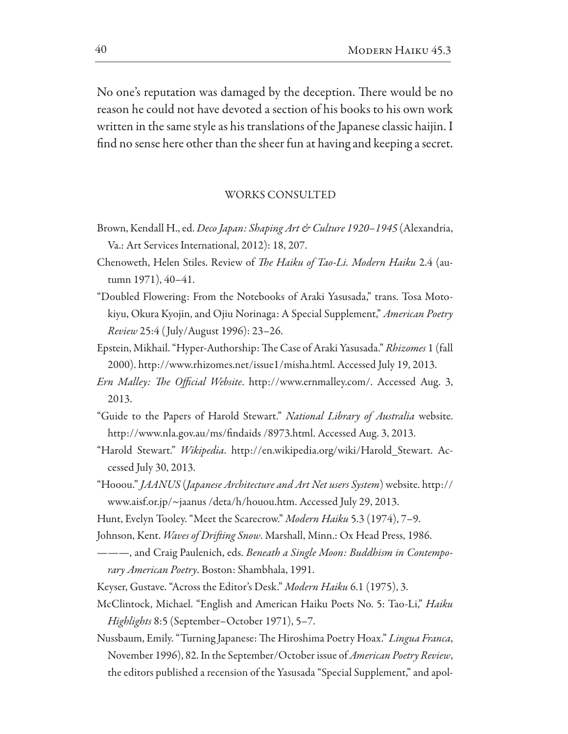No one's reputation was damaged by the deception. There would be no reason he could not have devoted a section of his books to his own work written in the same style as his translations of the Japanese classic haijin. I find no sense here other than the sheer fun at having and keeping a secret.

## WORKS CONSULTED

Brown, Kendall H., ed. *Deco Japan: Shaping Art & Culture 1920–1945* (Alexandria, Va.: Art Services International, 2012): 18, 207.

Chenoweth, Helen Stiles. Review of *The Haiku of Tao-Li*. *Modern Haiku* 2.4 (autumn 1971), 40–41.

"Doubled Flowering: From the Notebooks of Araki Yasusada," trans. Tosa Motokiyu, Okura Kyojin, and Ojiu Norinaga: A Special Supplement," *American Poetry Review* 25:4 (July/August 1996): 23–26.

Epstein, Mikhail. "Hyper-Authorship: The Case of Araki Yasusada." *Rhizomes* 1 (fall 2000). http://www.rhizomes.net/issue1/misha.html. Accessed July 19, 2013.

*Ern Malley: The Official Website*. http://www.ernmalley.com/. Accessed Aug. 3, 2013.

"Guide to the Papers of Harold Stewart." *National Library of Australia* website. http://www.nla.gov.au/ms/findaids /8973.html. Accessed Aug. 3, 2013.

"Harold Stewart." *Wikipedia*. http://en.wikipedia.org/wiki/Harold_Stewart. Accessed July 30, 2013.

"Hooou." *JAANUS* (*Japanese Architecture and Art Net users System*) website. http://www.aisf.or.jp/~jaanus /deta/h/houou.htm. Accessed July 29, 2013.

Hunt, Evelyn Tooley. "Meet the Scarecrow." *Modern Haiku* 5.3 (1974), 7–9.

Johnson, Kent. *Waves of Drifting Snow*. Marshall, Minn.: Ox Head Press, 1986.

———, and Craig Paulenich, eds. *Beneath a Single Moon: Buddhism in Contemporary American Poetry*. Boston: Shambhala, 1991.

Keyser, Gustave. "Across the Editor's Desk." *Modern Haiku* 6.1 (1975), 3.

McClintock, Michael. "English and American Haiku Poets No. 5: Tao-Li," *Haiku Highlights* 8:5 (September–October 1971), 5–7.

Nussbaum, Emily. "Turning Japanese: The Hiroshima Poetry Hoax." *Lingua Franca*, November 1996), 82. In the September/October issue of *American Poetry Review*, the editors published a recension of the Yasusada "Special Supplement," and apol-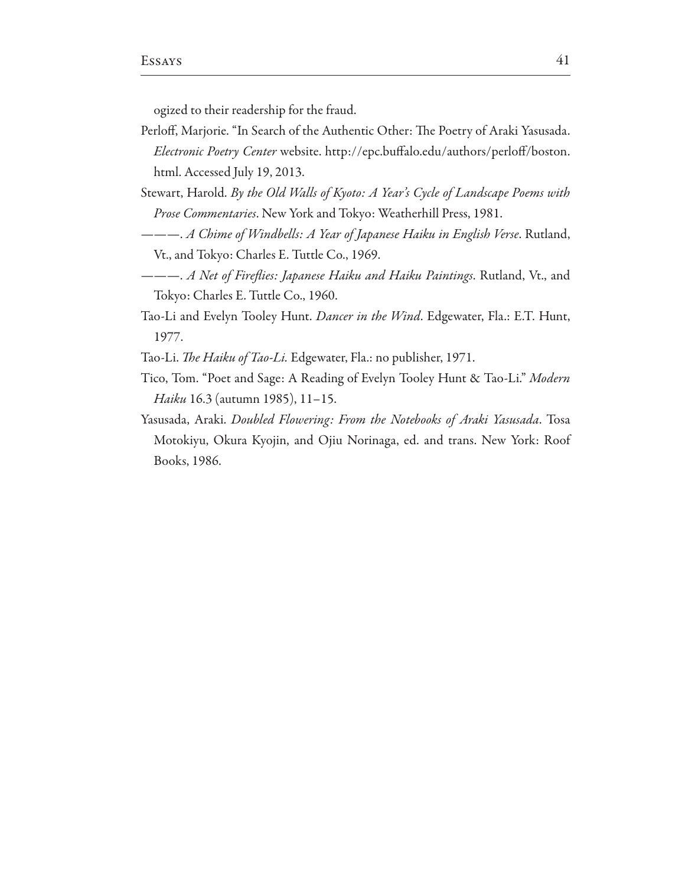ogized to their readership for the fraud.

Perloff, Marjorie. "In Search of the Authentic Other: The Poetry of Araki Yasusada. *Electronic Poetry Center* website. http://epc.buffalo.edu/authors/perloff/boston.html. Accessed July 19, 2013.

Stewart, Harold. *By the Old Walls of Kyoto: A Year's Cycle of Landscape Poems with Prose Commentaries*. New York and Tokyo: Weatherhill Press, 1981.

———. *A Chime of Windbells: A Year of Japanese Haiku in English Verse*. Rutland, Vt., and Tokyo: Charles E. Tuttle Co., 1969.

———. *A Net of Fireflies: Japanese Haiku and Haiku Paintings*. Rutland, Vt., and Tokyo: Charles E. Tuttle Co., 1960.

Tao-Li and Evelyn Tooley Hunt. *Dancer in the Wind*. Edgewater, Fla.: E.T. Hunt, 1977.

Tao-Li. *The Haiku of Tao-Li*. Edgewater, Fla.: no publisher, 1971.

Tico, Tom. "Poet and Sage: A Reading of Evelyn Tooley Hunt & Tao-Li." *Modern Haiku* 16.3 (autumn 1985), 11–15.

Yasusada, Araki. *Doubled Flowering: From the Notebooks of Araki Yasusada*. Tosa Motokiyu, Okura Kyojin, and Ojiu Norinaga, ed. and trans. New York: Roof Books, 1986.